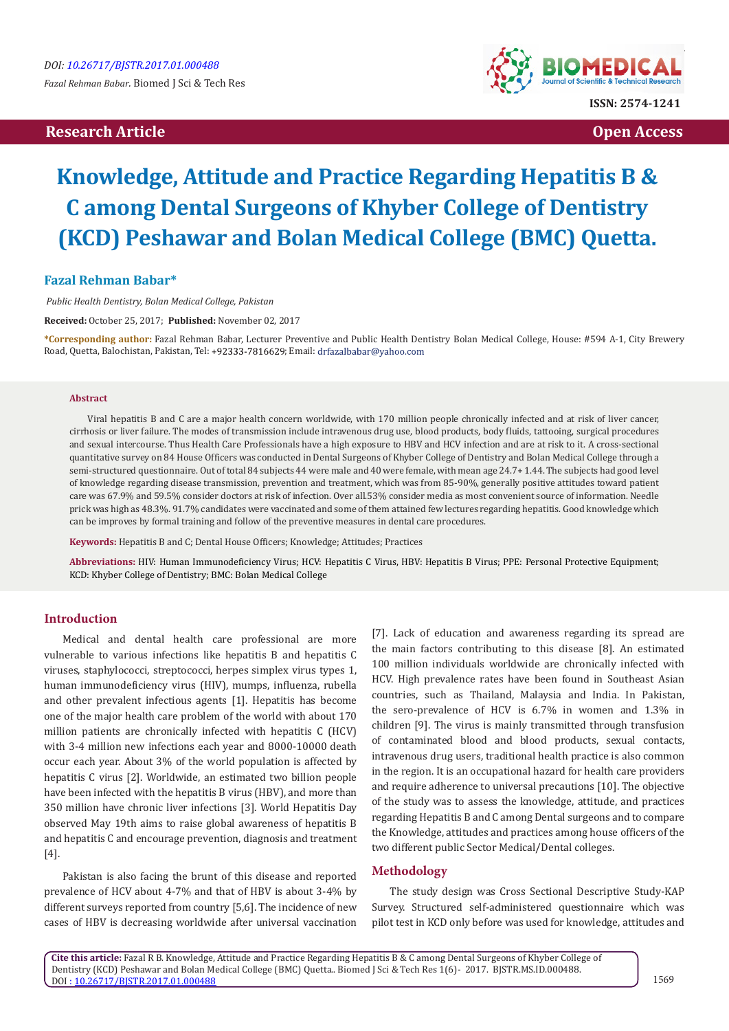Research Article

Open Access

# Knowledge, Attitude and Practice Regarding Hepatitis B & C among Dental Surgeons of Khyber College of Dentistry (KCD) Peshawar and Bolan Medical College (BMC) Quetta.

**Fazal Rehman Babar***

*Public Health Dentistry, Bolan Medical College, Pakistan*

**Received:** October 25, 2017; **Published:** November 02, 2017

**\*Corresponding author:** Fazal Rehman Babar, Lecturer Preventive and Public Health Dentistry Bolan Medical College, House: #594 A-1, City Brewery Road, Quetta, Balochistan, Pakistan, Tel: +92333-7816629; Email: drfazalbabar@yahoo.com

### Abstract

Viral hepatitis B and C are a major health concern worldwide, with 170 million people chronically infected and at risk of liver cancer, cirrhosis or liver failure. The modes of transmission include intravenous drug use, blood products, body fluids, tattooing, surgical procedures and sexual intercourse. Thus Health Care Professionals have a high exposure to HBV and HCV infection and are at risk to it. A cross-sectional quantitative survey on 84 House Officers was conducted in Dental Surgeons of Khyber College of Dentistry and Bolan Medical College through a semi-structured questionnaire. Out of total 84 subjects 44 were male and 40 were female, with mean age 24.7+ 1.44. The subjects had good level of knowledge regarding disease transmission, prevention and treatment, which was from 85-90%, generally positive attitudes toward patient care was 67.9% and 59.5% consider doctors at risk of infection. Over all.53% consider media as most convenient source of information. Needle prick was high as 48.3%. 91.7% candidates were vaccinated and some of them attained few lectures regarding hepatitis. Good knowledge which can be improves by formal training and follow of the preventive measures in dental care procedures.

**Keywords:** Hepatitis B and C; Dental House Officers; Knowledge; Attitudes; Practices

**Abbreviations:** HIV: Human Immunodeficiency Virus; HCV: Hepatitis C Virus, HBV: Hepatitis B Virus; PPE: Personal Protective Equipment; KCD: Khyber College of Dentistry; BMC: Bolan Medical College

## Introduction

Medical and dental health care professional are more vulnerable to various infections like hepatitis B and hepatitis C viruses, staphylococci, streptococci, herpes simplex virus types 1, human immunodeficiency virus (HIV), mumps, influenza, rubella and other prevalent infectious agents [1]. Hepatitis has become one of the major health care problem of the world with about 170 million patients are chronically infected with hepatitis C (HCV) with 3-4 million new infections each year and 8000-10000 death occur each year. About 3% of the world population is affected by hepatitis C virus [2]. Worldwide, an estimated two billion people have been infected with the hepatitis B virus (HBV), and more than 350 million have chronic liver infections [3]. World Hepatitis Day observed May 19th aims to raise global awareness of hepatitis B and hepatitis C and encourage prevention, diagnosis and treatment [4].

Pakistan is also facing the brunt of this disease and reported prevalence of HCV about 4-7% and that of HBV is about 3-4% by different surveys reported from country [5,6]. The incidence of new cases of HBV is decreasing worldwide after universal vaccination [7]. Lack of education and awareness regarding its spread are the main factors contributing to this disease [8]. An estimated 100 million individuals worldwide are chronically infected with HCV. High prevalence rates have been found in Southeast Asian countries, such as Thailand, Malaysia and India. In Pakistan, the sero-prevalence of HCV is 6.7% in women and 1.3% in children [9]. The virus is mainly transmitted through transfusion of contaminated blood and blood products, sexual contacts, intravenous drug users, traditional health practice is also common in the region. It is an occupational hazard for health care providers and require adherence to universal precautions [10]. The objective of the study was to assess the knowledge, attitude, and practices regarding Hepatitis B and C among Dental surgeons and to compare the Knowledge, attitudes and practices among house officers of the two different public Sector Medical/Dental colleges.

## Methodology

The study design was Cross Sectional Descriptive Study-KAP Survey. Structured self-administered questionnaire which was pilot test in KCD only before was used for knowledge, attitudes and

**Cite this article:** Fazal R B. Knowledge, Attitude and Practice Regarding Hepatitis B & C among Dental Surgeons of Khyber College of Dentistry (KCD) Peshawar and Bolan Medical College (BMC) Quetta.. Biomed J Sci & Tech Res 1(6)- 2017. BJSTR.MS.ID.000488. DOI : 10.26717/BJSTR.2017.01.000488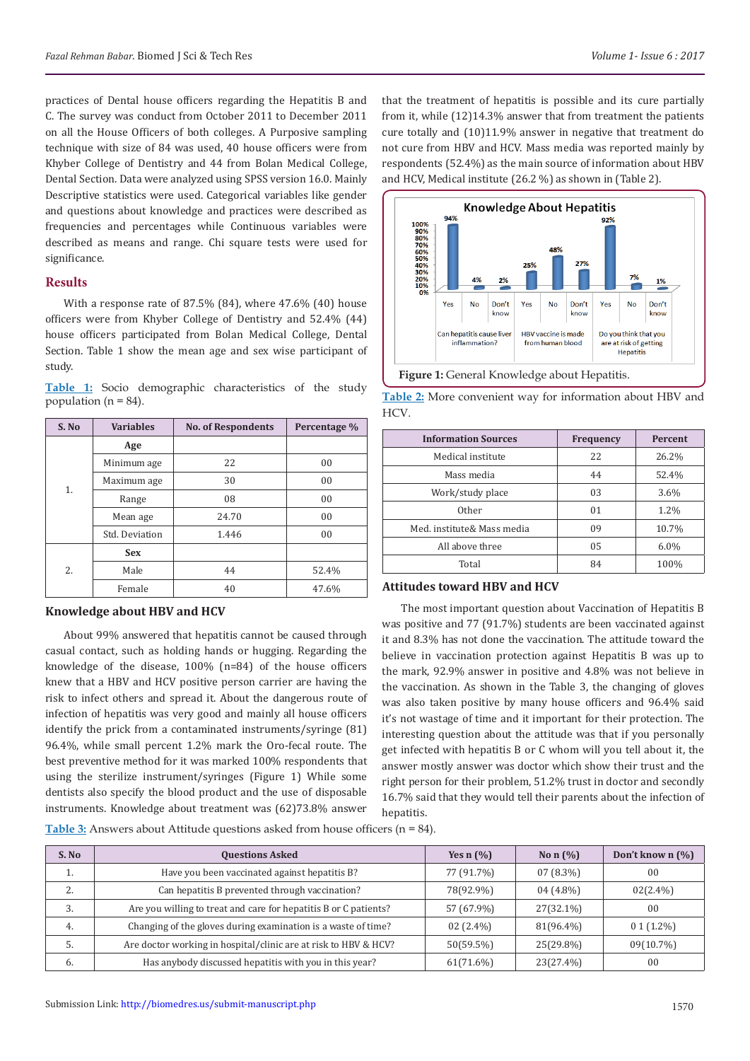practices of Dental house officers regarding the Hepatitis B and C. The survey was conduct from October 2011 to December 2011 on all the House Officers of both colleges. A Purposive sampling technique with size of 84 was used, 40 house officers were from Khyber College of Dentistry and 44 from Bolan Medical College, Dental Section. Data were analyzed using SPSS version 16.0. Mainly Descriptive statistics were used. Categorical variables like gender and questions about knowledge and practices were described as frequencies and percentages while Continuous variables were described as means and range. Chi square tests were used for significance.

## Results

With a response rate of 87.5% (84), where 47.6% (40) house officers were from Khyber College of Dentistry and 52.4% (44) house officers participated from Bolan Medical College, Dental Section. Table 1 show the mean age and sex wise participant of study.

Table 1: Socio demographic characteristics of the study population (n = 84).

| S. No | Variables | No. of Respondents | Percentage % |
|---|---|---|---|
| 1. | **Age** | | |
| | Minimum age | 22 | 00 |
| | Maximum age | 30 | 00 |
| | Range | 08 | 00 |
| | Mean age | 24.70 | 00 |
| | Std. Deviation | 1.446 | 00 |
| 2. | **Sex** | | |
| | Male | 44 | 52.4% |
| | Female | 40 | 47.6% |

### Knowledge about HBV and HCV

About 99% answered that hepatitis cannot be caused through casual contact, such as holding hands or hugging. Regarding the knowledge of the disease, 100% (n=84) of the house officers knew that a HBV and HCV positive person carrier are having the risk to infect others and spread it. About the dangerous route of infection of hepatitis was very good and mainly all house officers identify the prick from a contaminated instruments/syringe (81) 96.4%, while small percent 1.2% mark the Oro-fecal route. The best preventive method for it was marked 100% respondents that using the sterilize instrument/syringes (Figure 1) While some dentists also specify the blood product and the use of disposable instruments. Knowledge about treatment was (62)73.8% answer that the treatment of hepatitis is possible and its cure partially from it, while (12)14.3% answer that from treatment the patients cure totally and (10)11.9% answer in negative that treatment do not cure from HBV and HCV. Mass media was reported mainly by respondents (52.4%) as the main source of information about HBV and HCV, Medical institute (26.2 %) as shown in (Table 2).

**Figure 1:** General Knowledge about Hepatitis.

Table 2: More convenient way for information about HBV and HCV.

| Information Sources | Frequency | Percent |
|---|---|---|
| Medical institute | 22 | 26.2% |
| Mass media | 44 | 52.4% |
| Work/study place | 03 | 3.6% |
| Other | 01 | 1.2% |
| Med. institute& Mass media | 09 | 10.7% |
| All above three | 05 | 6.0% |
| Total | 84 | 100% |

### Attitudes toward HBV and HCV

The most important question about Vaccination of Hepatitis B was positive and 77 (91.7%) students are been vaccinated against it and 8.3% has not done the vaccination. The attitude toward the believe in vaccination protection against Hepatitis B was up to the mark, 92.9% answer in positive and 4.8% was not believe in the vaccination. As shown in the Table 3, the changing of gloves was also taken positive by many house officers and 96.4% said it's not wastage of time and it important for their protection. The interesting question about the attitude was that if you personally get infected with hepatitis B or C whom will you tell about it, the answer mostly answer was doctor which show their trust and the right person for their problem, 51.2% trust in doctor and secondly 16.7% said that they would tell their parents about the infection of hepatitis.

Table 3: Answers about Attitude questions asked from house officers (n = 84).

| S. No | Questions Asked | Yes n (%) | No n (%) | Don't known n (%) |
|---|---|---|---|---|
| 1. | Have you been vaccinated against hepatitis B? | 77 (91.7%) | 07 (8.3%) | 00 |
| 2. | Can hepatitis B prevented through vaccination? | 78(92.9%) | 04 (4.8%) | 02(2.4%) |
| 3. | Are you willing to treat and care for hepatitis B or C patients? | 57 (67.9%) | 27(32.1%) | 00 |
| 4. | Changing of the gloves during examination is a waste of time? | 02 (2.4%) | 81(96.4%) | 0 1 (1.2%) |
| 5. | Are doctor working in hospital/clinic are at risk to HBV & HCV? | 50(59.5%) | 25(29.8%) | 09(10.7%) |
| 6. | Has anybody discussed hepatitis with you in this year? | 61(71.6%) | 23(27.4%) | 00 |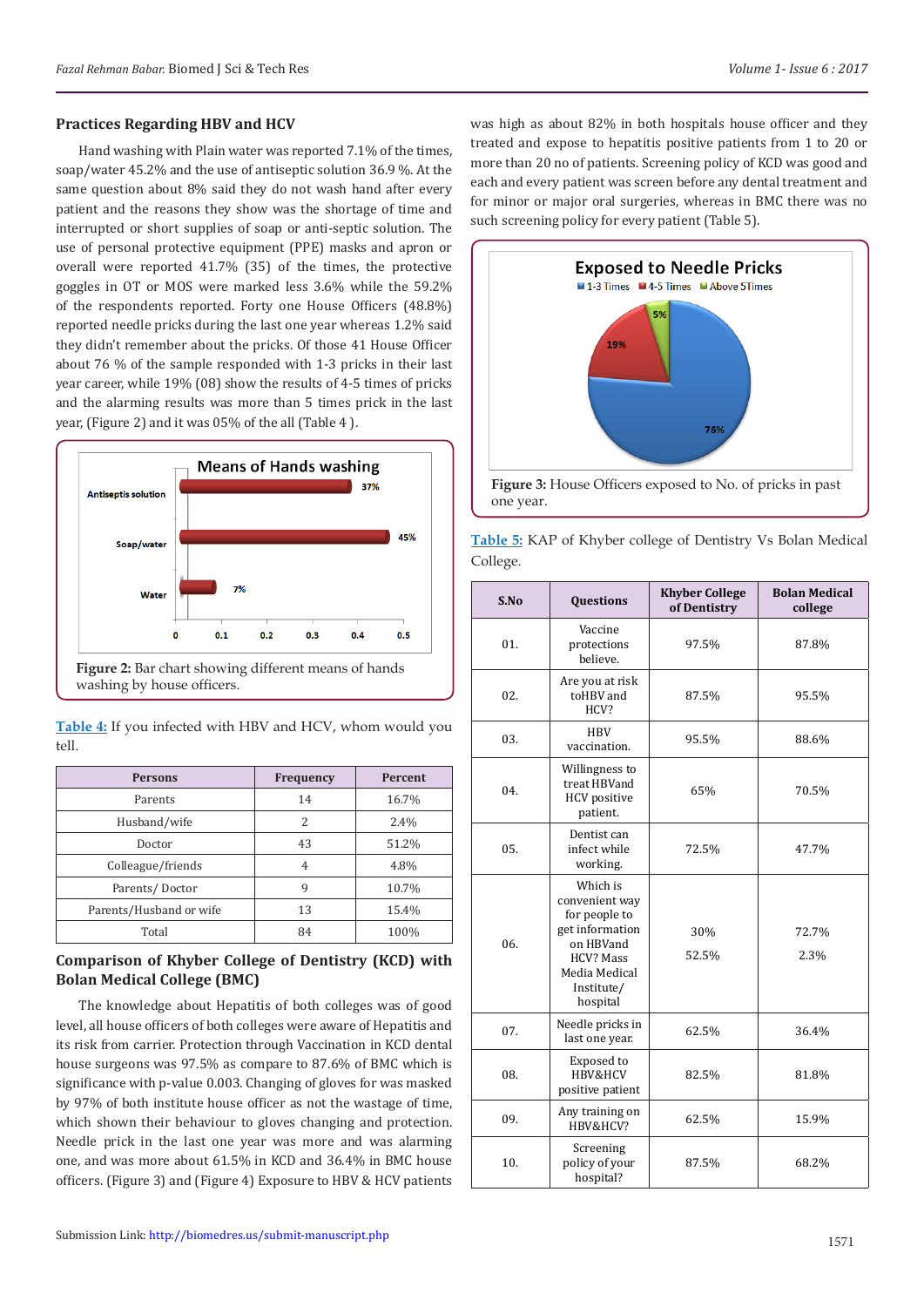### Practices Regarding HBV and HCV

Hand washing with Plain water was reported 7.1% of the times, soap/water 45.2% and the use of antiseptic solution 36.9 %. At the same question about 8% said they do not wash hand after every patient and the reasons they show was the shortage of time and interrupted or short supplies of soap or anti-septic solution. The use of personal protective equipment (PPE) masks and apron or overall were reported 41.7% (35) of the times, the protective goggles in OT or MOS were marked less 3.6% while the 59.2% of the respondents reported. Forty one House Officers (48.8%) reported needle pricks during the last one year whereas 1.2% said they didn't remember about the pricks. Of those 41 House Officer about 76 % of the sample responded with 1-3 pricks in their last year career, while 19% (08) show the results of 4-5 times of pricks and the alarming results was more than 5 times prick in the last year, (Figure 2) and it was 05% of the all (Table 4 ).

**Figure 2:** Bar chart showing different means of hands washing by house officers.

**Table 4:** If you infected with HBV and HCV, whom would you tell.

| Persons | Frequency | Percent |
|---|---|---|
| Parents | 14 | 16.7% |
| Husband/wife | 2 | 2.4% |
| Doctor | 43 | 51.2% |
| Colleague/friends | 4 | 4.8% |
| Parents/ Doctor | 9 | 10.7% |
| Parents/Husband or wife | 13 | 15.4% |
| Total | 84 | 100% |

### Comparison of Khyber College of Dentistry (KCD) with Bolan Medical College (BMC)

The knowledge about Hepatitis of both colleges was of good level, all house officers of both colleges were aware of Hepatitis and its risk from carrier. Protection through Vaccination in KCD dental house surgeons was 97.5% as compare to 87.6% of BMC which is significance with p-value 0.003. Changing of gloves for was masked by 97% of both institute house officer as not the wastage of time, which shown their behaviour to gloves changing and protection. Needle prick in the last one year was more and was alarming one, and was more about 61.5% in KCD and 36.4% in BMC house officers. (Figure 3) and (Figure 4) Exposure to HBV & HCV patients was high as about 82% in both hospitals house officer and they treated and expose to hepatitis positive patients from 1 to 20 or more than 20 no of patients. Screening policy of KCD was good and each and every patient was screen before any dental treatment and for minor or major oral surgeries, whereas in BMC there was no such screening policy for every patient (Table 5).

**Figure 3:** House Officers exposed to No. of pricks in past one year.

**Table 5:** KAP of Khyber college of Dentistry Vs Bolan Medical College.

| S.No | Questions | Khyber College of Dentistry | Bolan Medical college |
|---|---|---|---|
| 01. | Vaccine protections believe. | 97.5% | 87.8% |
| 02. | Are you at risk toHBV and HCV? | 87.5% | 95.5% |
| 03. | HBV vaccination. | 95.5% | 88.6% |
| 04. | Willingness to treat HBVand HCV positive patient. | 65% | 70.5% |
| 05. | Dentist can infect while working. | 72.5% | 47.7% |
| 06. | Which is convenient way for people to get information on HBVand HCV? Mass Media Medical Institute/ hospital | 30%<br>52.5% | 72.7%<br>2.3% |
| 07. | Needle pricks in last one year. | 62.5% | 36.4% |
| 08. | Exposed to HBV&HCV positive patient | 82.5% | 81.8% |
| 09. | Any training on HBV&HCV? | 62.5% | 15.9% |
| 10. | Screening policy of your hospital? | 87.5% | 68.2% |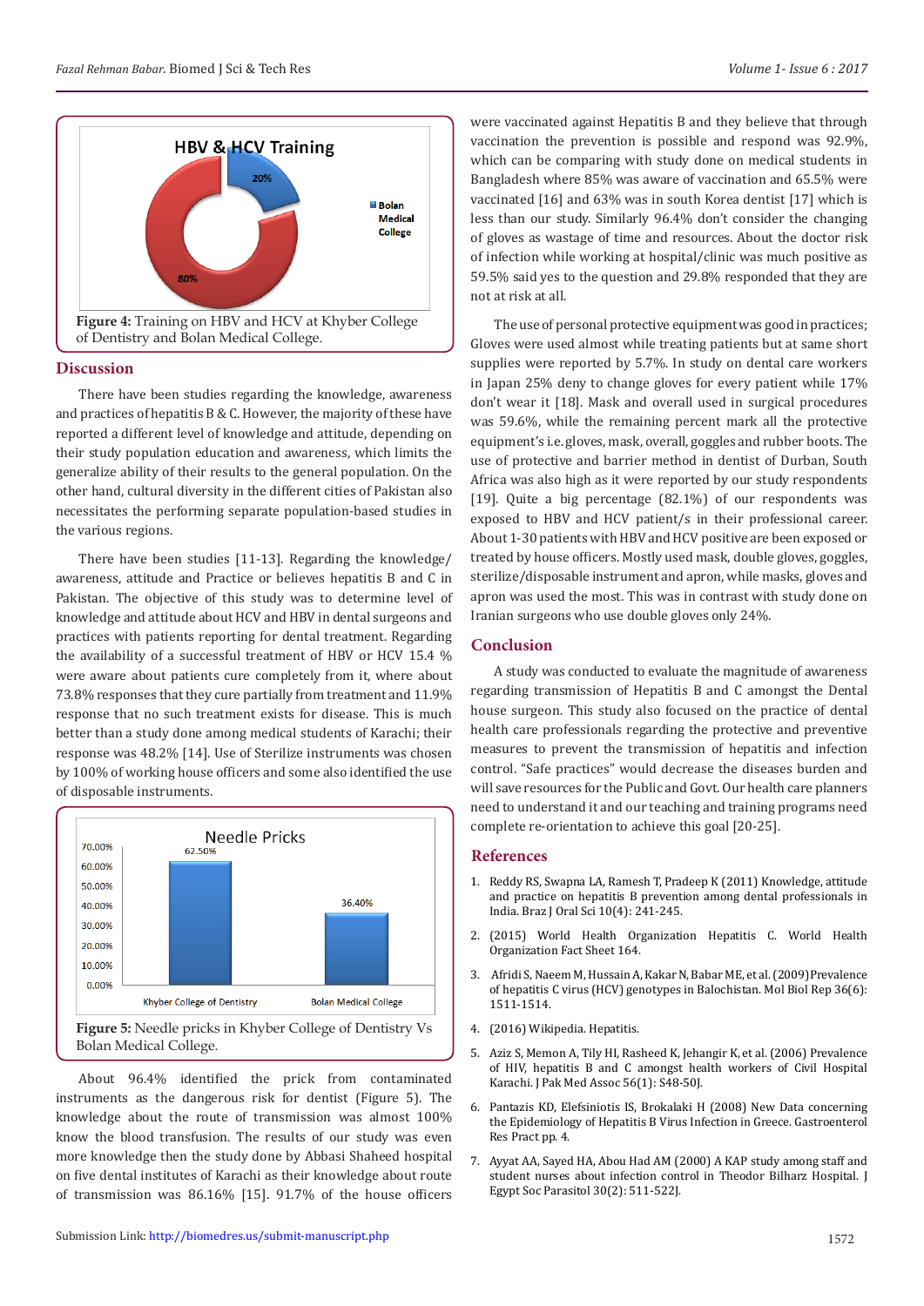Figure 4: Training on HBV and HCV at Khyber College of Dentistry and Bolan Medical College.

## Discussion

There have been studies regarding the knowledge, awareness and practices of hepatitis B & C. However, the majority of these have reported a different level of knowledge and attitude, depending on their study population education and awareness, which limits the generalize ability of their results to the general population. On the other hand, cultural diversity in the different cities of Pakistan also necessitates the performing separate population-based studies in the various regions.

There have been studies [11-13]. Regarding the knowledge/ awareness, attitude and Practice or believes hepatitis B and C in Pakistan. The objective of this study was to determine level of knowledge and attitude about HCV and HBV in dental surgeons and practices with patients reporting for dental treatment. Regarding the availability of a successful treatment of HBV or HCV 15.4 % were aware about patients cure completely from it, where about 73.8% responses that they cure partially from treatment and 11.9% response that no such treatment exists for disease. This is much better than a study done among medical students of Karachi; their response was 48.2% [14]. Use of Sterilize instruments was chosen by 100% of working house officers and some also identified the use of disposable instruments.

Figure 5: Needle pricks in Khyber College of Dentistry Vs Bolan Medical College.

About 96.4% identified the prick from contaminated instruments as the dangerous risk for dentist (Figure 5). The knowledge about the route of transmission was almost 100% know the blood transfusion. The results of our study was even more knowledge then the study done by Abbasi Shaheed hospital on five dental institutes of Karachi as their knowledge about route of transmission was 86.16% [15]. 91.7% of the house officers were vaccinated against Hepatitis B and they believe that through vaccination the prevention is possible and respond was 92.9%, which can be comparing with study done on medical students in Bangladesh where 85% was aware of vaccination and 65.5% were vaccinated [16] and 63% was in south Korea dentist [17] which is less than our study. Similarly 96.4% don't consider the changing of gloves as wastage of time and resources. About the doctor risk of infection while working at hospital/clinic was much positive as 59.5% said yes to the question and 29.8% responded that they are not at risk at all.

The use of personal protective equipment was good in practices; Gloves were used almost while treating patients but at same short supplies were reported by 5.7%. In study on dental care workers in Japan 25% deny to change gloves for every patient while 17% don't wear it [18]. Mask and overall used in surgical procedures was 59.6%, while the remaining percent mark all the protective equipment's i.e. gloves, mask, overall, goggles and rubber boots. The use of protective and barrier method in dentist of Durban, South Africa was also high as it were reported by our study respondents [19]. Quite a big percentage (82.1%) of our respondents was exposed to HBV and HCV patient/s in their professional career. About 1-30 patients with HBV and HCV positive are been exposed or treated by house officers. Mostly used mask, double gloves, goggles, sterilize/disposable instrument and apron, while masks, gloves and apron was used the most. This was in contrast with study done on Iranian surgeons who use double gloves only 24%.

## Conclusion

A study was conducted to evaluate the magnitude of awareness regarding transmission of Hepatitis B and C amongst the Dental house surgeon. This study also focused on the practice of dental health care professionals regarding the protective and preventive measures to prevent the transmission of hepatitis and infection control. "Safe practices" would decrease the diseases burden and will save resources for the Public and Govt. Our health care planners need to understand it and our teaching and training programs need complete re-orientation to achieve this goal [20-25].

## References

1. Reddy RS, Swapna LA, Ramesh T, Pradeep K (2011) Knowledge, attitude and practice on hepatitis B prevention among dental professionals in India. Braz J Oral Sci 10(4): 241-245.
2. (2015) World Health Organization Hepatitis C. World Health Organization Fact Sheet 164.
3. Afridi S, Naeem M, Hussain A, Kakar N, Babar ME, et al. (2009) Prevalence of hepatitis C virus (HCV) genotypes in Balochistan. Mol Biol Rep 36(6): 1511-1514.
4. (2016) Wikipedia. Hepatitis.
5. Aziz S, Memon A, Tily HI, Rasheed K, Jehangir K, et al. (2006) Prevalence of HIV, hepatitis B and C amongst health workers of Civil Hospital Karachi. J Pak Med Assoc 56(1): S48-50J.
6. Pantazis KD, Elefsiniotis IS, Brokalaki H (2008) New Data concerning the Epidemiology of Hepatitis B Virus Infection in Greece. Gastroenterol Res Pract pp. 4.
7. Ayyat AA, Sayed HA, Abou Had AM (2000) A KAP study among staff and student nurses about infection control in Theodor Bilharz Hospital. J Egypt Soc Parasitol 30(2): 511-522J.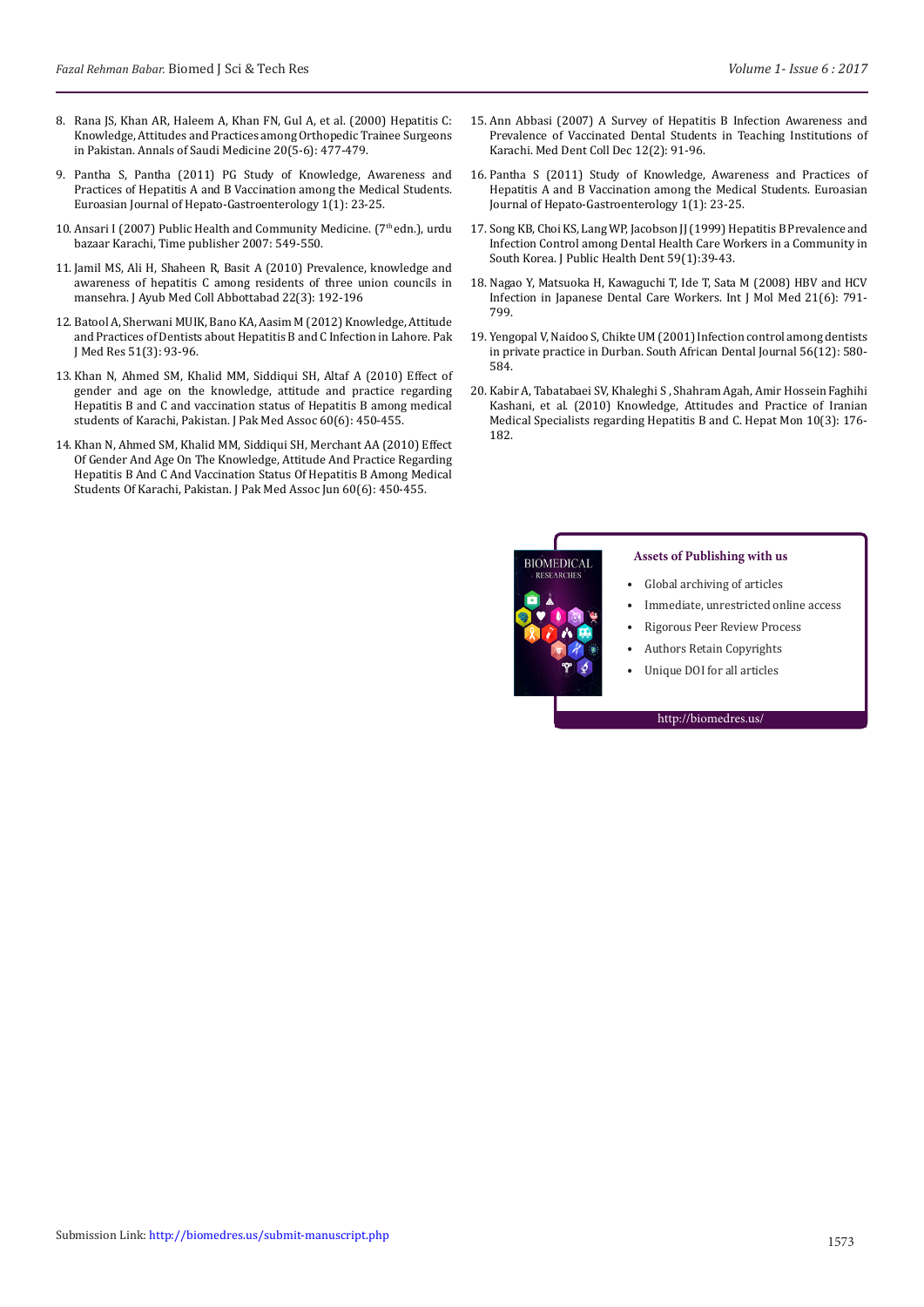8. Rana JS, Khan AR, Haleem A, Khan FN, Gul A, et al. (2000) Hepatitis C: Knowledge, Attitudes and Practices among Orthopedic Trainee Surgeons in Pakistan. Annals of Saudi Medicine 20(5-6): 477-479.

9. Pantha S, Pantha (2011) PG Study of Knowledge, Awareness and Practices of Hepatitis A and B Vaccination among the Medical Students. Euroasian Journal of Hepato-Gastroenterology 1(1): 23-25.

10. Ansari I (2007) Public Health and Community Medicine. (7th edn.), urdu bazaar Karachi, Time publisher 2007: 549-550.

11. Jamil MS, Ali H, Shaheen R, Basit A (2010) Prevalence, knowledge and awareness of hepatitis C among residents of three union councils in mansehra. J Ayub Med Coll Abbottabad 22(3): 192-196

12. Batool A, Sherwani MUIK, Bano KA, Aasim M (2012) Knowledge, Attitude and Practices of Dentists about Hepatitis B and C Infection in Lahore. Pak J Med Res 51(3): 93-96.

13. Khan N, Ahmed SM, Khalid MM, Siddiqui SH, Altaf A (2010) Effect of gender and age on the knowledge, attitude and practice regarding Hepatitis B and C and vaccination status of Hepatitis B among medical students of Karachi, Pakistan. J Pak Med Assoc 60(6): 450-455.

14. Khan N, Ahmed SM, Khalid MM, Siddiqui SH, Merchant AA (2010) Effect Of Gender And Age On The Knowledge, Attitude And Practice Regarding Hepatitis B And C And Vaccination Status Of Hepatitis B Among Medical Students Of Karachi, Pakistan. J Pak Med Assoc Jun 60(6): 450-455.

15. Ann Abbasi (2007) A Survey of Hepatitis B Infection Awareness and Prevalence of Vaccinated Dental Students in Teaching Institutions of Karachi. Med Dent Coll Dec 12(2): 91-96.

16. Pantha S (2011) Study of Knowledge, Awareness and Practices of Hepatitis A and B Vaccination among the Medical Students. Euroasian Journal of Hepato-Gastroenterology 1(1): 23-25.

17. Song KB, Choi KS, Lang WP, Jacobson JJ (1999) Hepatitis B Prevalence and Infection Control among Dental Health Care Workers in a Community in South Korea. J Public Health Dent 59(1):39-43.

18. Nagao Y, Matsuoka H, Kawaguchi T, Ide T, Sata M (2008) HBV and HCV Infection in Japanese Dental Care Workers. Int J Mol Med 21(6): 791-799.

19. Yengopal V, Naidoo S, Chikte UM (2001) Infection control among dentists in private practice in Durban. South African Dental Journal 56(12): 580-584.

20. Kabir A, Tabatabaei SV, Khaleghi S , Shahram Agah, Amir Hossein Faghihi Kashani, et al. (2010) Knowledge, Attitudes and Practice of Iranian Medical Specialists regarding Hepatitis B and C. Hepat Mon 10(3): 176-182.

**Assets of Publishing with us**

- Global archiving of articles
- Immediate, unrestricted online access
- Rigorous Peer Review Process
- Authors Retain Copyrights
- Unique DOI for all articles

http://biomedres.us/

Submission Link: http://biomedres.us/submit-manuscript.php